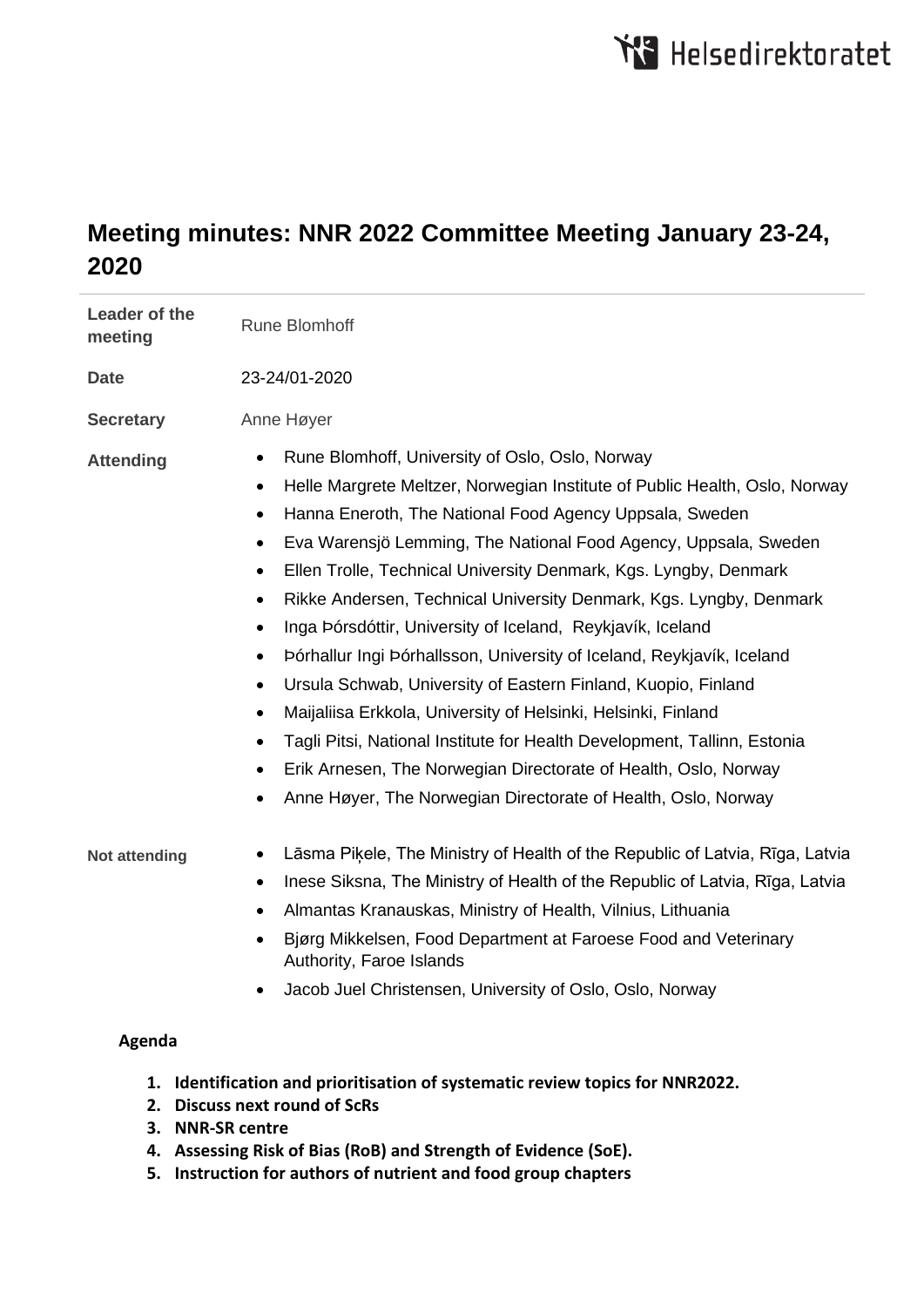# Meeting minutes: NNR 2022 Committee Meeting January 23-24, 2020

| | |
|---|---|
| **Leader of the meeting** | Rune Blomhoff |
| **Date** | 23-24/01-2020 |
| **Secretary** | Anne Høyer |
| **Attending** | • Rune Blomhoff, University of Oslo, Oslo, Norway<br>• Helle Margrete Meltzer, Norwegian Institute of Public Health, Oslo, Norway<br>• Hanna Eneroth, The National Food Agency Uppsala, Sweden<br>• Eva Warensjö Lemming, The National Food Agency, Uppsala, Sweden<br>• Ellen Trolle, Technical University Denmark, Kgs. Lyngby, Denmark<br>• Rikke Andersen, Technical University Denmark, Kgs. Lyngby, Denmark<br>• Inga Þórsdóttir, University of Iceland, Reykjavík, Iceland<br>• Þórhallur Ingi Þórhallsson, University of Iceland, Reykjavík, Iceland<br>• Ursula Schwab, University of Eastern Finland, Kuopio, Finland<br>• Maijaliisa Erkkola, University of Helsinki, Helsinki, Finland<br>• Tagli Pitsi, National Institute for Health Development, Tallinn, Estonia<br>• Erik Arnesen, The Norwegian Directorate of Health, Oslo, Norway<br>• Anne Høyer, The Norwegian Directorate of Health, Oslo, Norway |
| **Not attending** | • Lāsma Piķele, The Ministry of Health of the Republic of Latvia, Rīga, Latvia<br>• Inese Siksna, The Ministry of Health of the Republic of Latvia, Rīga, Latvia<br>• Almantas Kranauskas, Ministry of Health, Vilnius, Lithuania<br>• Bjørg Mikkelsen, Food Department at Faroese Food and Veterinary Authority, Faroe Islands<br>• Jacob Juel Christensen, University of Oslo, Oslo, Norway |

**Agenda**

1. **Identification and prioritisation of systematic review topics for NNR2022.**
2. **Discuss next round of ScRs**
3. **NNR-SR centre**
4. **Assessing Risk of Bias (RoB) and Strength of Evidence (SoE).**
5. **Instruction for authors of nutrient and food group chapters**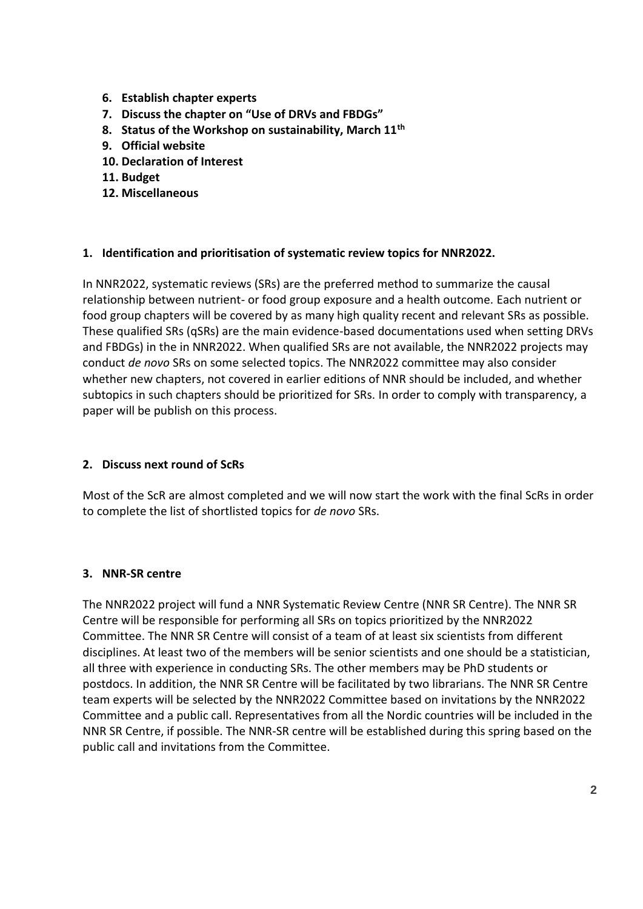6. **Establish chapter experts**
7. **Discuss the chapter on "Use of DRVs and FBDGs"**
8. **Status of the Workshop on sustainability, March 11th**
9. **Official website**
10. **Declaration of Interest**
11. **Budget**
12. **Miscellaneous**

## 1. Identification and prioritisation of systematic review topics for NNR2022.

In NNR2022, systematic reviews (SRs) are the preferred method to summarize the causal relationship between nutrient- or food group exposure and a health outcome. Each nutrient or food group chapters will be covered by as many high quality recent and relevant SRs as possible. These qualified SRs (qSRs) are the main evidence-based documentations used when setting DRVs and FBDGs) in the in NNR2022. When qualified SRs are not available, the NNR2022 projects may conduct *de novo* SRs on some selected topics. The NNR2022 committee may also consider whether new chapters, not covered in earlier editions of NNR should be included, and whether subtopics in such chapters should be prioritized for SRs. In order to comply with transparency, a paper will be publish on this process.

## 2. Discuss next round of ScRs

Most of the ScR are almost completed and we will now start the work with the final ScRs in order to complete the list of shortlisted topics for *de novo* SRs.

## 3. NNR-SR centre

The NNR2022 project will fund a NNR Systematic Review Centre (NNR SR Centre). The NNR SR Centre will be responsible for performing all SRs on topics prioritized by the NNR2022 Committee. The NNR SR Centre will consist of a team of at least six scientists from different disciplines. At least two of the members will be senior scientists and one should be a statistician, all three with experience in conducting SRs. The other members may be PhD students or postdocs. In addition, the NNR SR Centre will be facilitated by two librarians. The NNR SR Centre team experts will be selected by the NNR2022 Committee based on invitations by the NNR2022 Committee and a public call. Representatives from all the Nordic countries will be included in the NNR SR Centre, if possible. The NNR-SR centre will be established during this spring based on the public call and invitations from the Committee.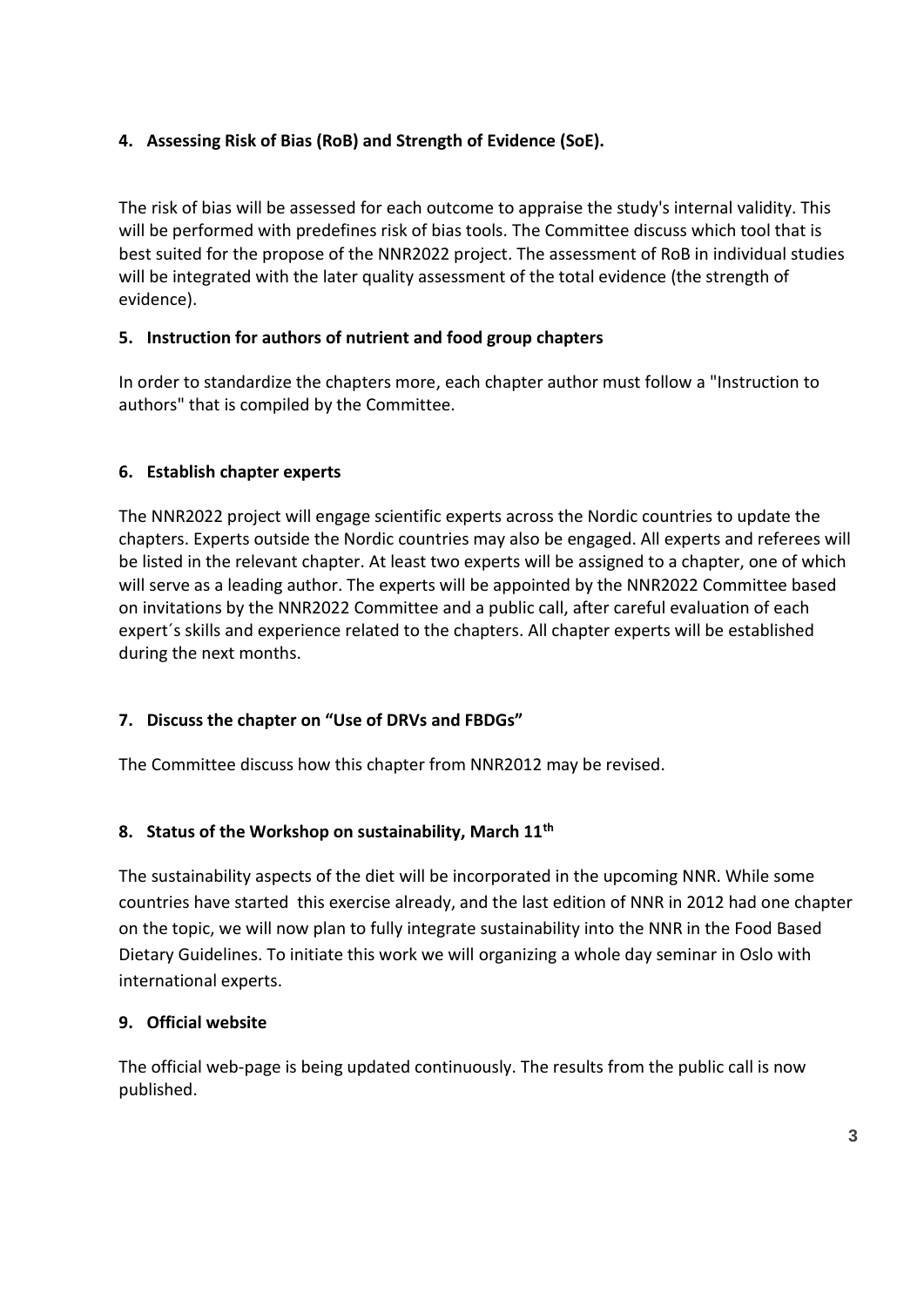**4. Assessing Risk of Bias (RoB) and Strength of Evidence (SoE).**

The risk of bias will be assessed for each outcome to appraise the study's internal validity. This will be performed with predefines risk of bias tools. The Committee discuss which tool that is best suited for the propose of the NNR2022 project. The assessment of RoB in individual studies will be integrated with the later quality assessment of the total evidence (the strength of evidence).

**5. Instruction for authors of nutrient and food group chapters**

In order to standardize the chapters more, each chapter author must follow a "Instruction to authors" that is compiled by the Committee.

**6. Establish chapter experts**

The NNR2022 project will engage scientific experts across the Nordic countries to update the chapters. Experts outside the Nordic countries may also be engaged. All experts and referees will be listed in the relevant chapter. At least two experts will be assigned to a chapter, one of which will serve as a leading author. The experts will be appointed by the NNR2022 Committee based on invitations by the NNR2022 Committee and a public call, after careful evaluation of each expert´s skills and experience related to the chapters. All chapter experts will be established during the next months.

**7. Discuss the chapter on "Use of DRVs and FBDGs"**

The Committee discuss how this chapter from NNR2012 may be revised.

**8. Status of the Workshop on sustainability, March 11th**

The sustainability aspects of the diet will be incorporated in the upcoming NNR. While some countries have started this exercise already, and the last edition of NNR in 2012 had one chapter on the topic, we will now plan to fully integrate sustainability into the NNR in the Food Based Dietary Guidelines. To initiate this work we will organizing a whole day seminar in Oslo with international experts.

**9. Official website**

The official web-page is being updated continuously. The results from the public call is now published.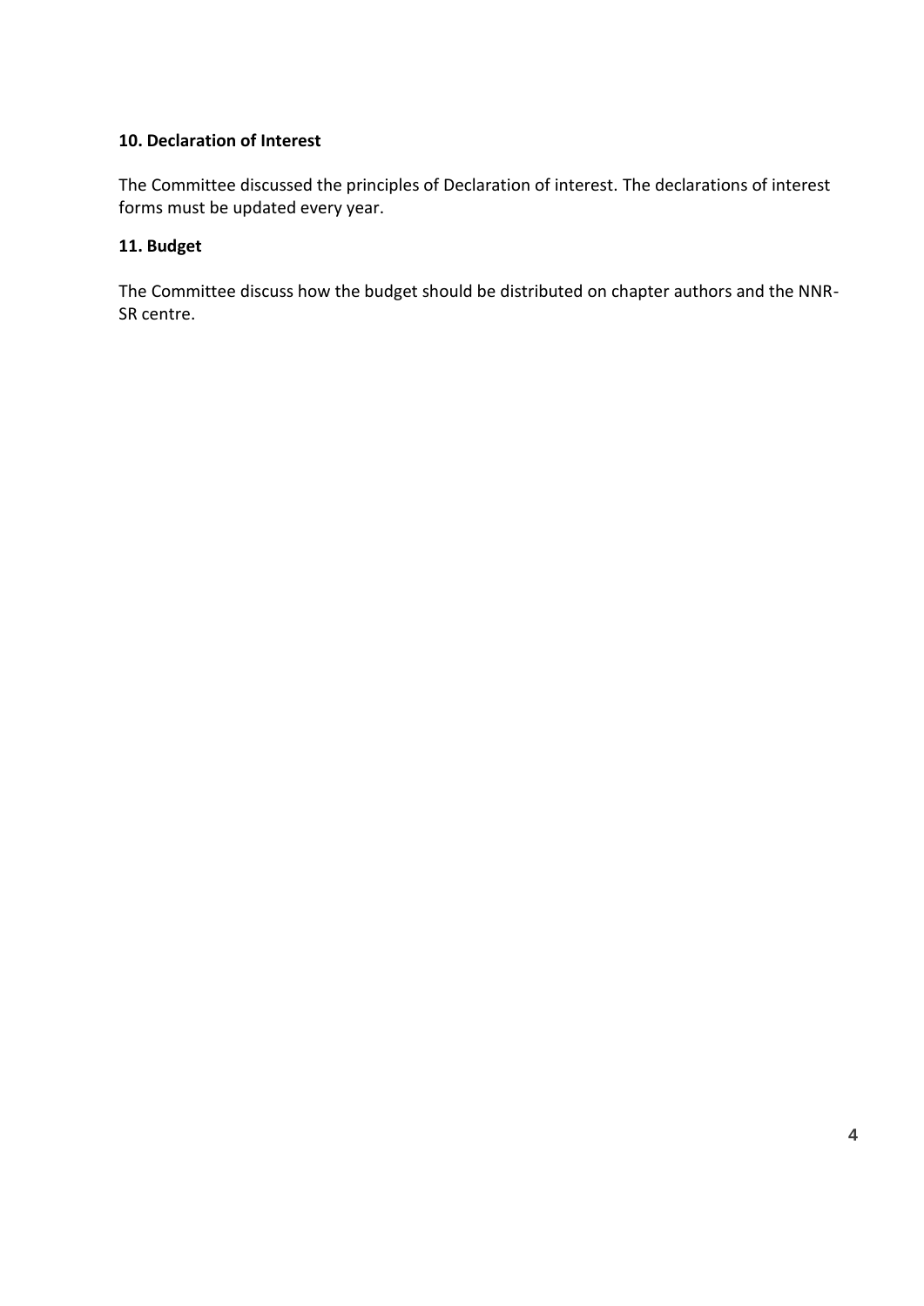**10. Declaration of Interest**

The Committee discussed the principles of Declaration of interest. The declarations of interest forms must be updated every year.

**11. Budget**

The Committee discuss how the budget should be distributed on chapter authors and the NNR-SR centre.